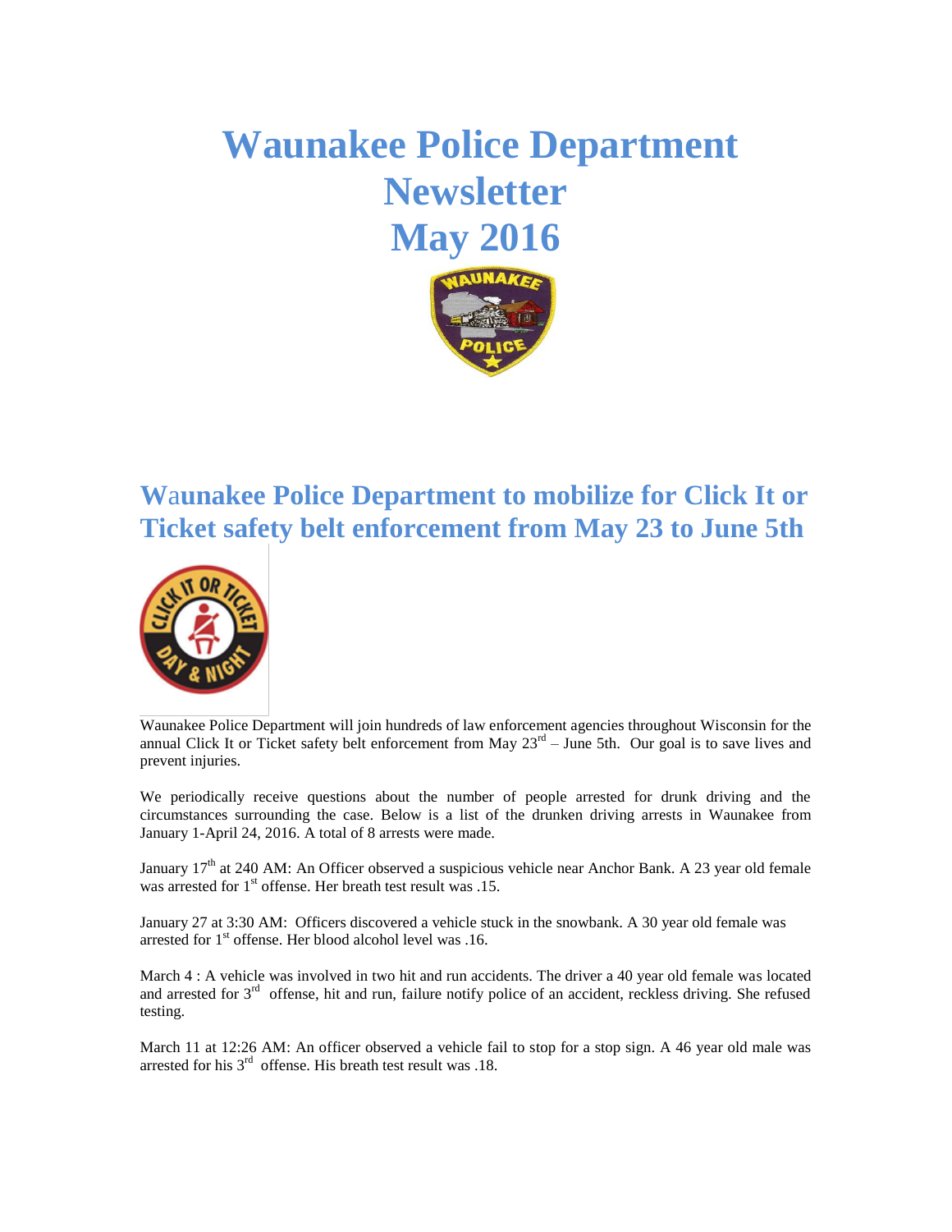# Waunakee Police Department Newsletter May 2016

## Waunakee Police Department to mobilize for Click It or Ticket safety belt enforcement from May 23 to June 5th

Waunakee Police Department will join hundreds of law enforcement agencies throughout Wisconsin for the annual Click It or Ticket safety belt enforcement from May 23rd – June 5th. Our goal is to save lives and prevent injuries.

We periodically receive questions about the number of people arrested for drunk driving and the circumstances surrounding the case. Below is a list of the drunken driving arrests in Waunakee from January 1-April 24, 2016. A total of 8 arrests were made.

January 17th at 240 AM: An Officer observed a suspicious vehicle near Anchor Bank. A 23 year old female was arrested for 1st offense. Her breath test result was .15.

January 27 at 3:30 AM: Officers discovered a vehicle stuck in the snowbank. A 30 year old female was arrested for 1st offense. Her blood alcohol level was .16.

March 4 : A vehicle was involved in two hit and run accidents. The driver a 40 year old female was located and arrested for 3rd offense, hit and run, failure notify police of an accident, reckless driving. She refused testing.

March 11 at 12:26 AM: An officer observed a vehicle fail to stop for a stop sign. A 46 year old male was arrested for his 3rd offense. His breath test result was .18.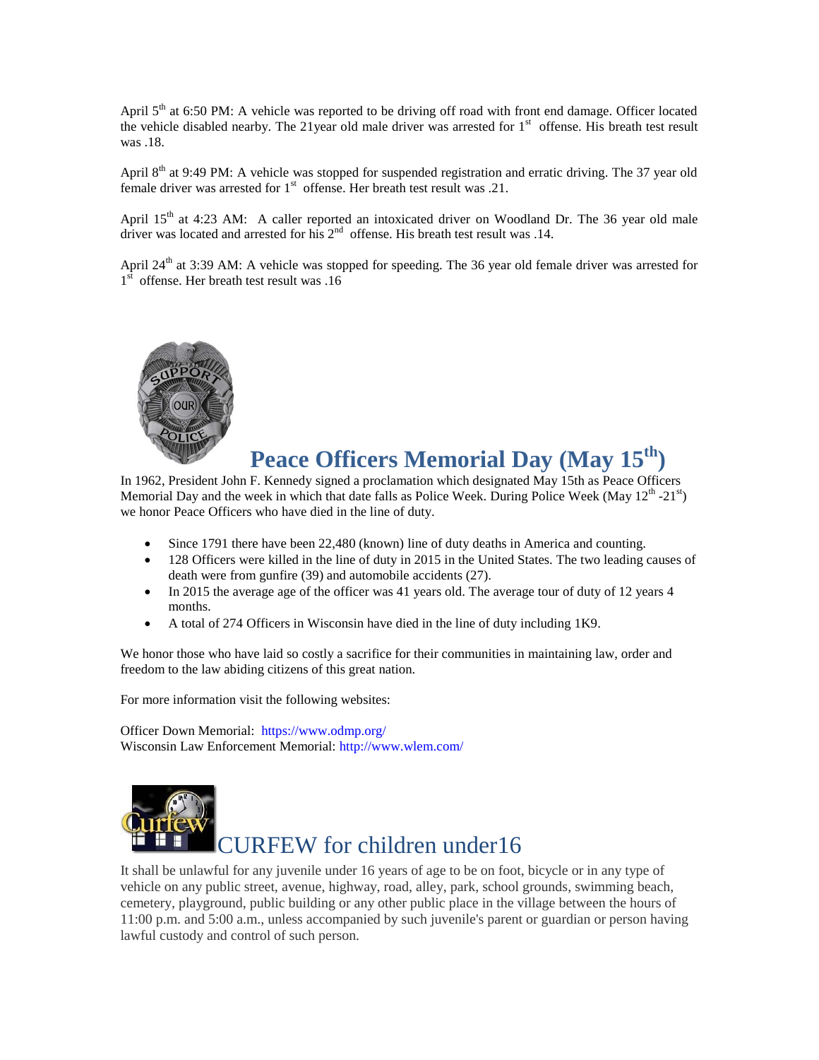April 5th at 6:50 PM: A vehicle was reported to be driving off road with front end damage. Officer located the vehicle disabled nearby. The 21year old male driver was arrested for 1st offense. His breath test result was .18.

April 8th at 9:49 PM: A vehicle was stopped for suspended registration and erratic driving. The 37 year old female driver was arrested for 1st offense. Her breath test result was .21.

April 15th at 4:23 AM: A caller reported an intoxicated driver on Woodland Dr. The 36 year old male driver was located and arrested for his 2nd offense. His breath test result was .14.

April 24th at 3:39 AM: A vehicle was stopped for speeding. The 36 year old female driver was arrested for 1st offense. Her breath test result was .16

## Peace Officers Memorial Day (May 15th)

In 1962, President John F. Kennedy signed a proclamation which designated May 15th as Peace Officers Memorial Day and the week in which that date falls as Police Week. During Police Week (May 12th -21st) we honor Peace Officers who have died in the line of duty.

- Since 1791 there have been 22,480 (known) line of duty deaths in America and counting.
- 128 Officers were killed in the line of duty in 2015 in the United States. The two leading causes of death were from gunfire (39) and automobile accidents (27).
- In 2015 the average age of the officer was 41 years old. The average tour of duty of 12 years 4 months.
- A total of 274 Officers in Wisconsin have died in the line of duty including 1K9.

We honor those who have laid so costly a sacrifice for their communities in maintaining law, order and freedom to the law abiding citizens of this great nation.

For more information visit the following websites:

Officer Down Memorial: https://www.odmp.org/
Wisconsin Law Enforcement Memorial: http://www.wlem.com/

## CURFEW for children under16

It shall be unlawful for any juvenile under 16 years of age to be on foot, bicycle or in any type of vehicle on any public street, avenue, highway, road, alley, park, school grounds, swimming beach, cemetery, playground, public building or any other public place in the village between the hours of 11:00 p.m. and 5:00 a.m., unless accompanied by such juvenile's parent or guardian or person having lawful custody and control of such person.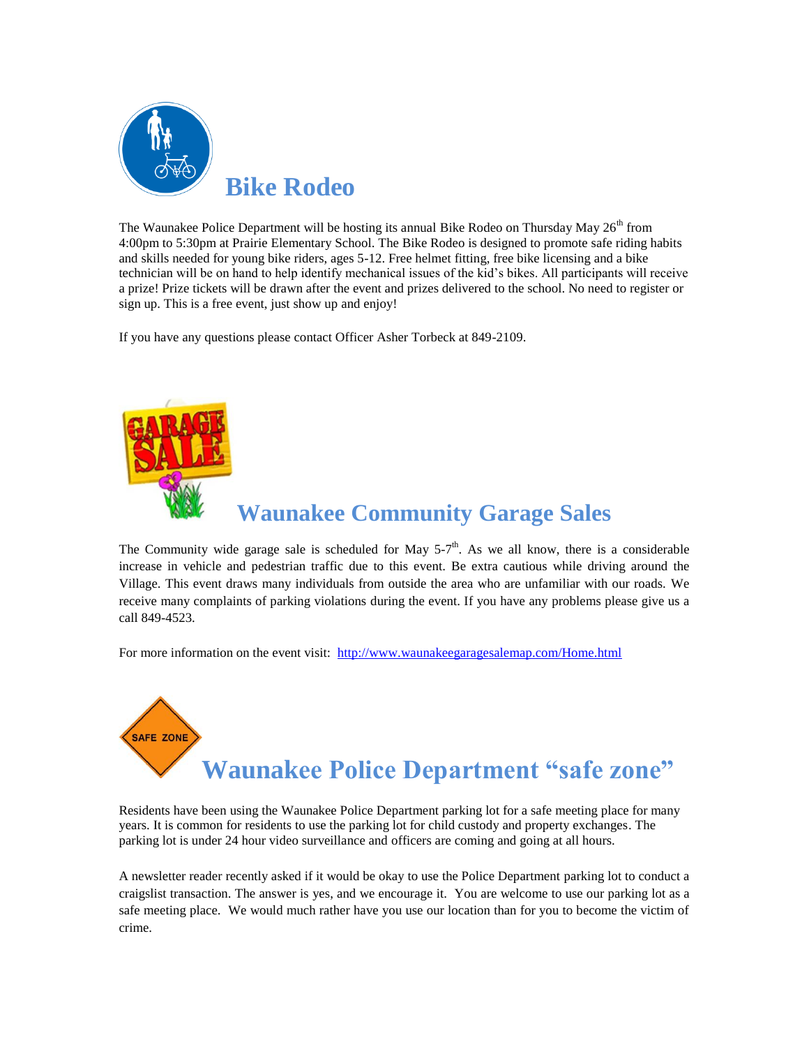## Bike Rodeo

The Waunakee Police Department will be hosting its annual Bike Rodeo on Thursday May 26th from 4:00pm to 5:30pm at Prairie Elementary School. The Bike Rodeo is designed to promote safe riding habits and skills needed for young bike riders, ages 5-12. Free helmet fitting, free bike licensing and a bike technician will be on hand to help identify mechanical issues of the kid's bikes. All participants will receive a prize! Prize tickets will be drawn after the event and prizes delivered to the school. No need to register or sign up. This is a free event, just show up and enjoy!

If you have any questions please contact Officer Asher Torbeck at 849-2109.

## Waunakee Community Garage Sales

The Community wide garage sale is scheduled for May 5-7th. As we all know, there is a considerable increase in vehicle and pedestrian traffic due to this event. Be extra cautious while driving around the Village. This event draws many individuals from outside the area who are unfamiliar with our roads. We receive many complaints of parking violations during the event. If you have any problems please give us a call 849-4523.

For more information on the event visit: [http://www.waunakeegaragesalemap.com/Home.html](http://www.waunakeegaragesalemap.com/Home.html)

## Waunakee Police Department "safe zone"

Residents have been using the Waunakee Police Department parking lot for a safe meeting place for many years. It is common for residents to use the parking lot for child custody and property exchanges. The parking lot is under 24 hour video surveillance and officers are coming and going at all hours.

A newsletter reader recently asked if it would be okay to use the Police Department parking lot to conduct a craigslist transaction. The answer is yes, and we encourage it. You are welcome to use our parking lot as a safe meeting place. We would much rather have you use our location than for you to become the victim of crime.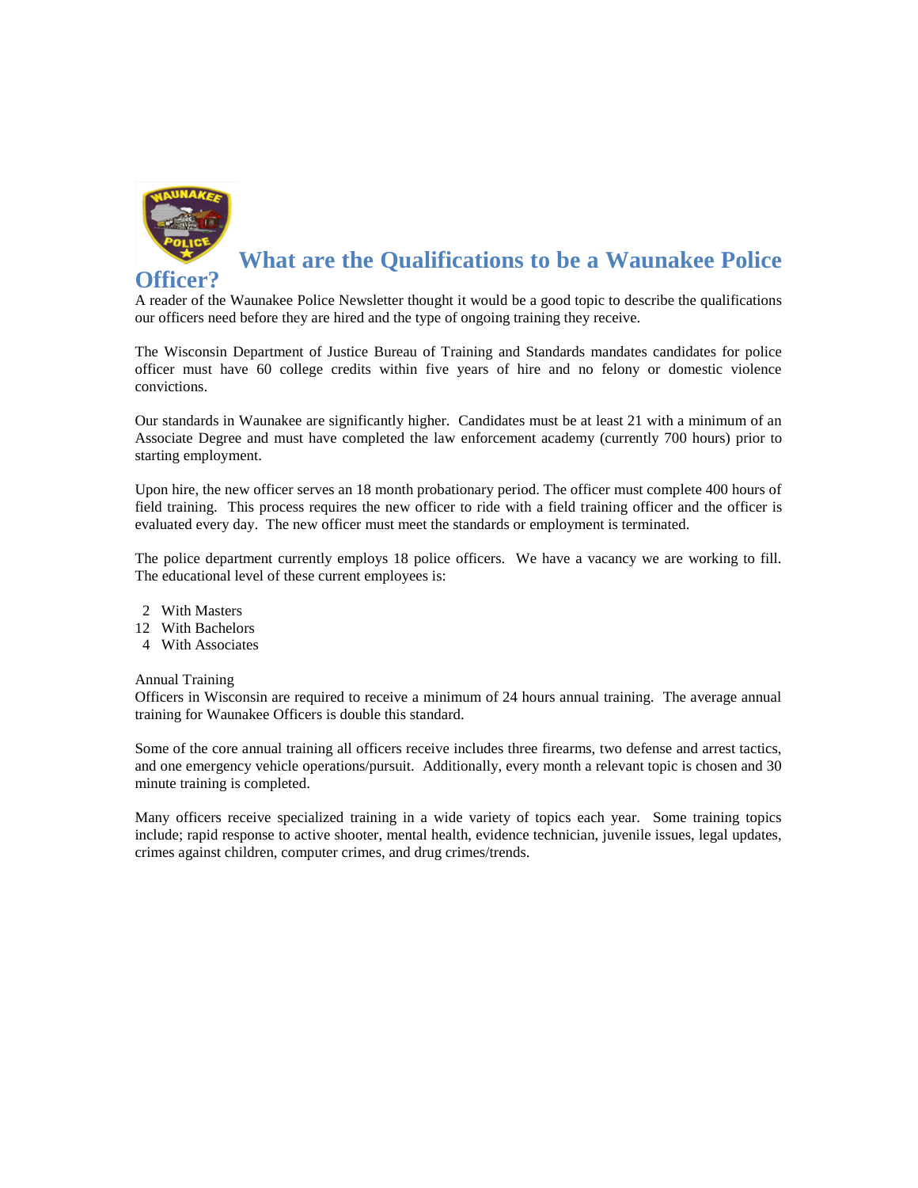# What are the Qualifications to be a Waunakee Police Officer?

A reader of the Waunakee Police Newsletter thought it would be a good topic to describe the qualifications our officers need before they are hired and the type of ongoing training they receive.

The Wisconsin Department of Justice Bureau of Training and Standards mandates candidates for police officer must have 60 college credits within five years of hire and no felony or domestic violence convictions.

Our standards in Waunakee are significantly higher. Candidates must be at least 21 with a minimum of an Associate Degree and must have completed the law enforcement academy (currently 700 hours) prior to starting employment.

Upon hire, the new officer serves an 18 month probationary period. The officer must complete 400 hours of field training. This process requires the new officer to ride with a field training officer and the officer is evaluated every day. The new officer must meet the standards or employment is terminated.

The police department currently employs 18 police officers. We have a vacancy we are working to fill. The educational level of these current employees is:

- 2 With Masters
- 12 With Bachelors
- 4 With Associates

Annual Training

Officers in Wisconsin are required to receive a minimum of 24 hours annual training. The average annual training for Waunakee Officers is double this standard.

Some of the core annual training all officers receive includes three firearms, two defense and arrest tactics, and one emergency vehicle operations/pursuit. Additionally, every month a relevant topic is chosen and 30 minute training is completed.

Many officers receive specialized training in a wide variety of topics each year. Some training topics include; rapid response to active shooter, mental health, evidence technician, juvenile issues, legal updates, crimes against children, computer crimes, and drug crimes/trends.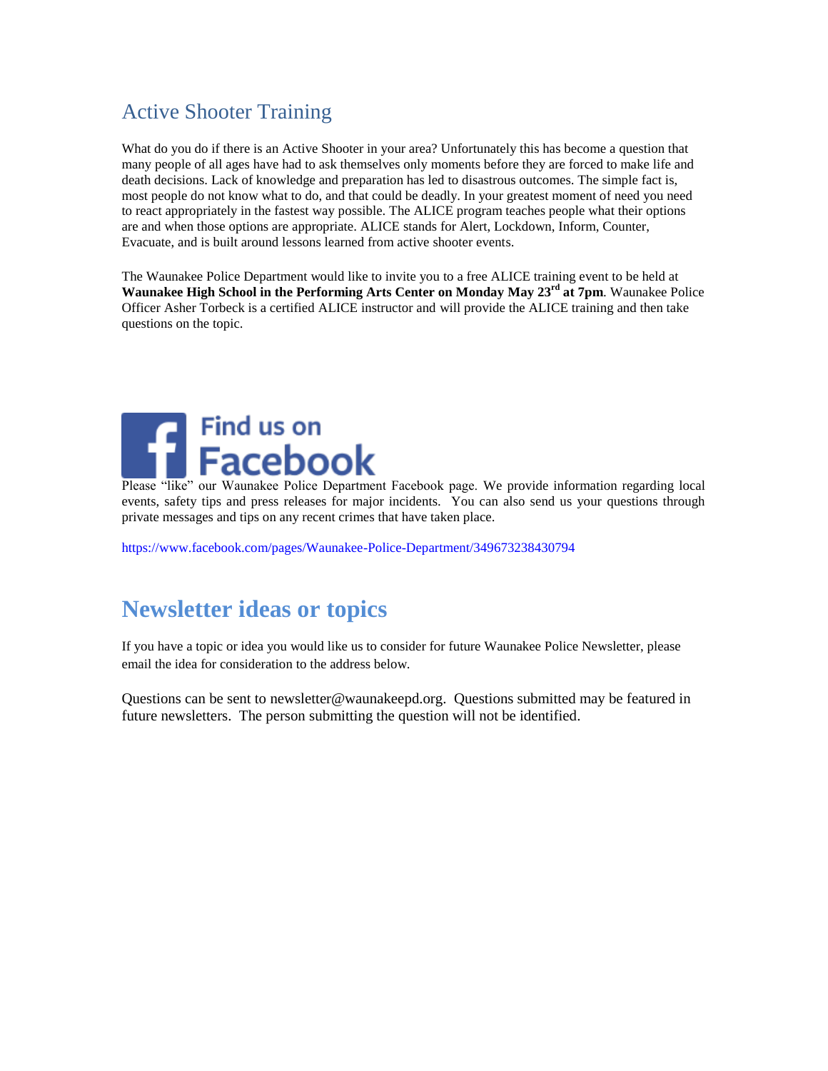## Active Shooter Training

What do you do if there is an Active Shooter in your area? Unfortunately this has become a question that many people of all ages have had to ask themselves only moments before they are forced to make life and death decisions. Lack of knowledge and preparation has led to disastrous outcomes. The simple fact is, most people do not know what to do, and that could be deadly. In your greatest moment of need you need to react appropriately in the fastest way possible. The ALICE program teaches people what their options are and when those options are appropriate. ALICE stands for Alert, Lockdown, Inform, Counter, Evacuate, and is built around lessons learned from active shooter events.

The Waunakee Police Department would like to invite you to a free ALICE training event to be held at **Waunakee High School in the Performing Arts Center on Monday May 23rd at 7pm**. Waunakee Police Officer Asher Torbeck is a certified ALICE instructor and will provide the ALICE training and then take questions on the topic.

Find us on Facebook

Please "like" our Waunakee Police Department Facebook page. We provide information regarding local events, safety tips and press releases for major incidents. You can also send us your questions through private messages and tips on any recent crimes that have taken place.

https://www.facebook.com/pages/Waunakee-Police-Department/349673238430794

## Newsletter ideas or topics

If you have a topic or idea you would like us to consider for future Waunakee Police Newsletter, please email the idea for consideration to the address below.

Questions can be sent to newsletter@waunakeepd.org. Questions submitted may be featured in future newsletters. The person submitting the question will not be identified.